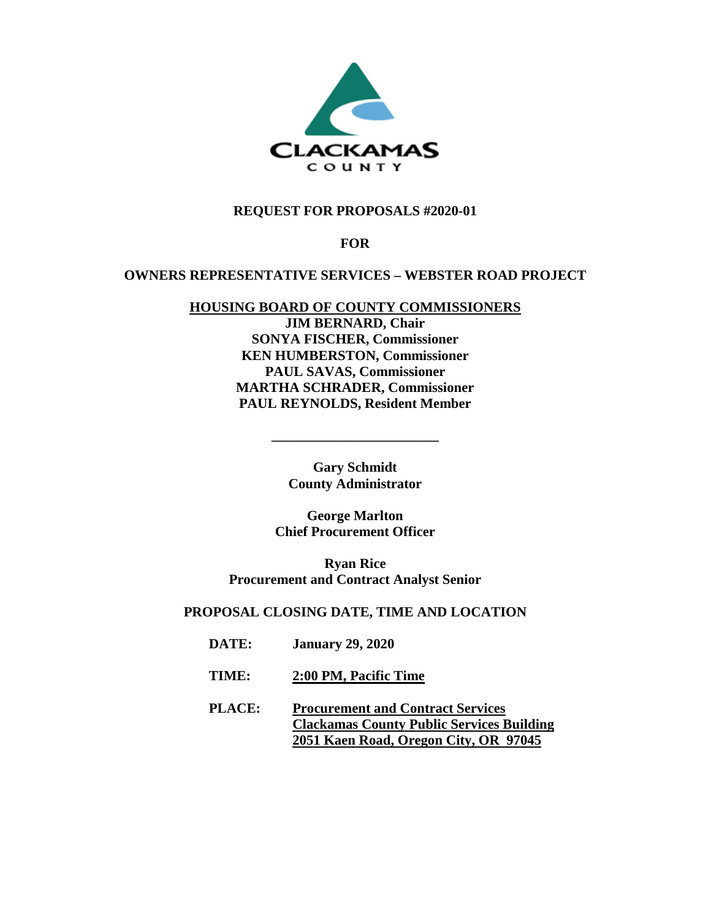CLACKAMAS
COUNTY

# REQUEST FOR PROPOSALS #2020-01

**FOR**

# OWNERS REPRESENTATIVE SERVICES – WEBSTER ROAD PROJECT

**HOUSING BOARD OF COUNTY COMMISSIONERS**
**JIM BERNARD, Chair**
**SONYA FISCHER, Commissioner**
**KEN HUMBERSTON, Commissioner**
**PAUL SAVAS, Commissioner**
**MARTHA SCHRADER, Commissioner**
**PAUL REYNOLDS, Resident Member**

---

**Gary Schmidt**
**County Administrator**

**George Marlton**
**Chief Procurement Officer**

**Ryan Rice**
**Procurement and Contract Analyst Senior**

**PROPOSAL CLOSING DATE, TIME AND LOCATION**

**DATE:** **January 29, 2020**

**TIME:** **2:00 PM, Pacific Time**

**PLACE:** **Procurement and Contract Services**
**Clackamas County Public Services Building**
**2051 Kaen Road, Oregon City, OR 97045**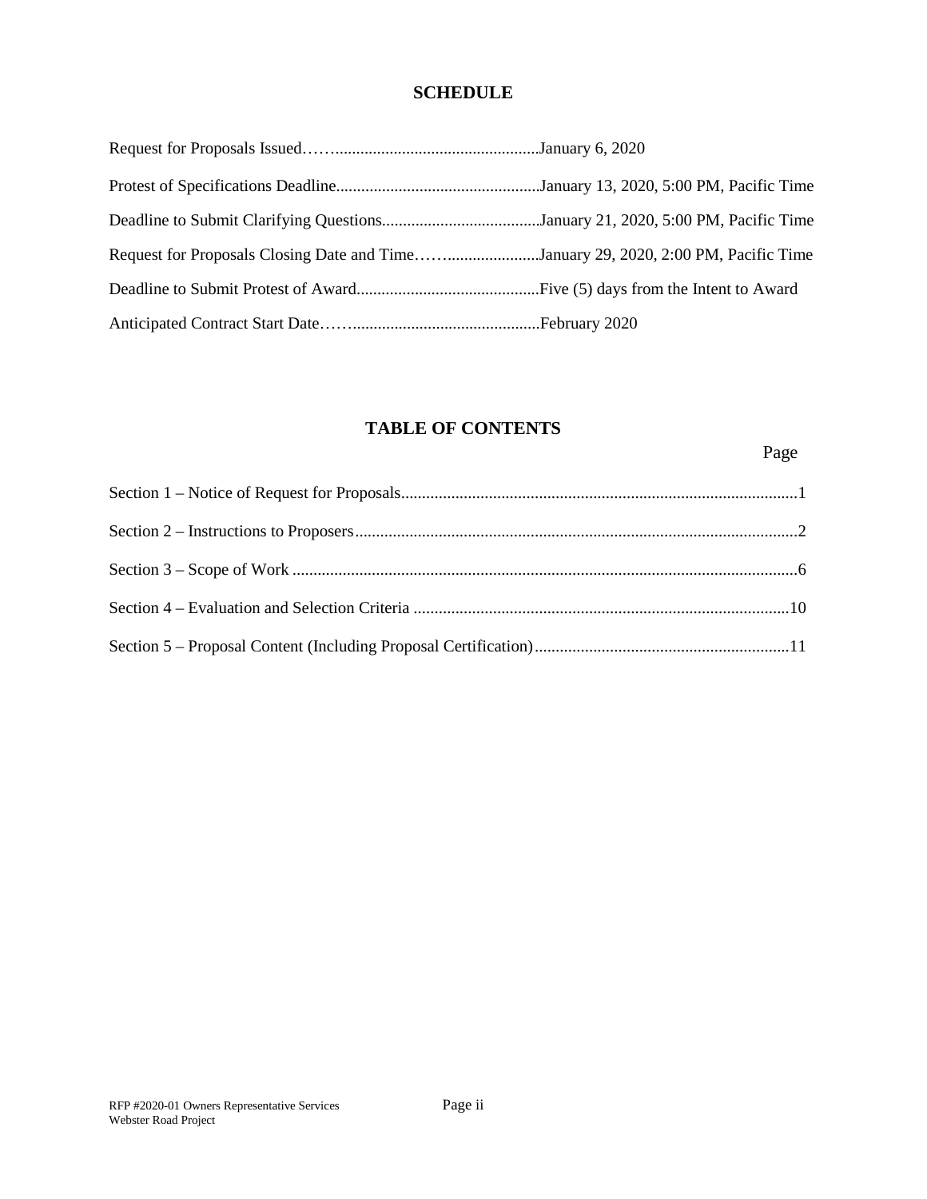## SCHEDULE

| | |
|---|---|
| Request for Proposals Issued | January 6, 2020 |
| Protest of Specifications Deadline | January 13, 2020, 5:00 PM, Pacific Time |
| Deadline to Submit Clarifying Questions | January 21, 2020, 5:00 PM, Pacific Time |
| Request for Proposals Closing Date and Time | January 29, 2020, 2:00 PM, Pacific Time |
| Deadline to Submit Protest of Award | Five (5) days from the Intent to Award |
| Anticipated Contract Start Date | February 2020 |

## TABLE OF CONTENTS

| | Page |
|---|---|
| Section 1 – Notice of Request for Proposals | 1 |
| Section 2 – Instructions to Proposers | 2 |
| Section 3 – Scope of Work | 6 |
| Section 4 – Evaluation and Selection Criteria | 10 |
| Section 5 – Proposal Content (Including Proposal Certification) | 11 |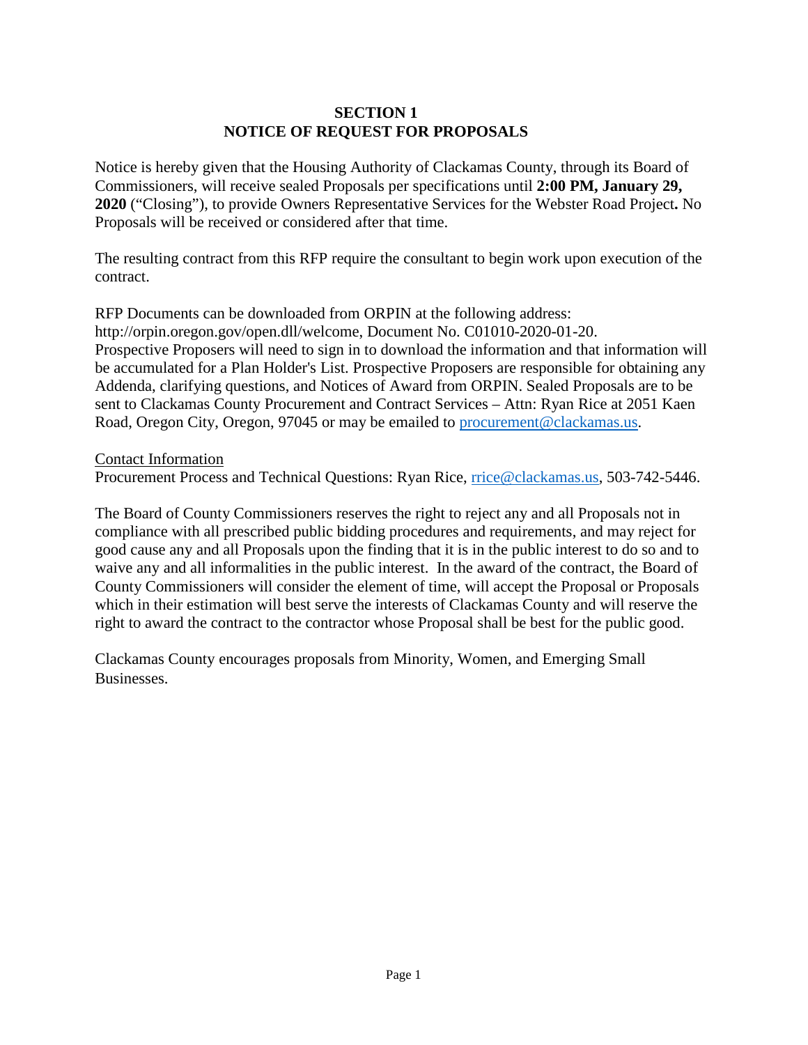# SECTION 1
# NOTICE OF REQUEST FOR PROPOSALS

Notice is hereby given that the Housing Authority of Clackamas County, through its Board of Commissioners, will receive sealed Proposals per specifications until **2:00 PM, January 29, 2020** ("Closing"), to provide Owners Representative Services for the Webster Road Project**.** No Proposals will be received or considered after that time.

The resulting contract from this RFP require the consultant to begin work upon execution of the contract.

RFP Documents can be downloaded from ORPIN at the following address: http://orpin.oregon.gov/open.dll/welcome, Document No. C01010-2020-01-20. Prospective Proposers will need to sign in to download the information and that information will be accumulated for a Plan Holder's List. Prospective Proposers are responsible for obtaining any Addenda, clarifying questions, and Notices of Award from ORPIN. Sealed Proposals are to be sent to Clackamas County Procurement and Contract Services – Attn: Ryan Rice at 2051 Kaen Road, Oregon City, Oregon, 97045 or may be emailed to procurement@clackamas.us.

Contact Information

Procurement Process and Technical Questions: Ryan Rice, rrice@clackamas.us, 503-742-5446.

The Board of County Commissioners reserves the right to reject any and all Proposals not in compliance with all prescribed public bidding procedures and requirements, and may reject for good cause any and all Proposals upon the finding that it is in the public interest to do so and to waive any and all informalities in the public interest. In the award of the contract, the Board of County Commissioners will consider the element of time, will accept the Proposal or Proposals which in their estimation will best serve the interests of Clackamas County and will reserve the right to award the contract to the contractor whose Proposal shall be best for the public good.

Clackamas County encourages proposals from Minority, Women, and Emerging Small Businesses.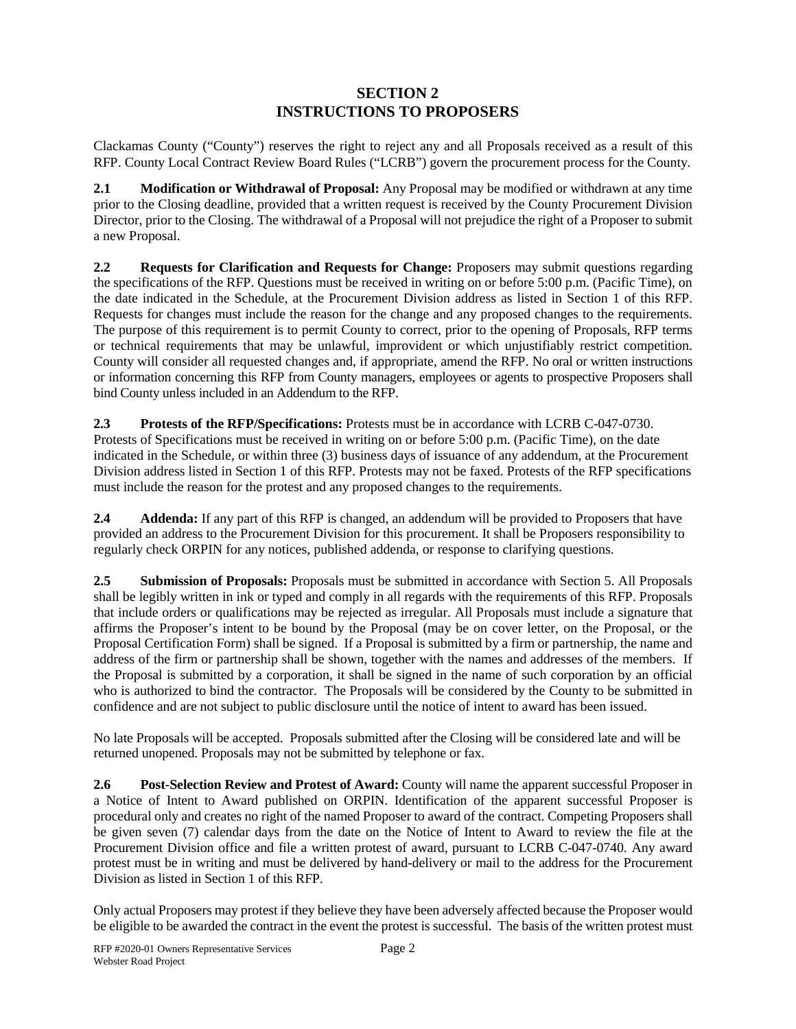## SECTION 2
## INSTRUCTIONS TO PROPOSERS

Clackamas County ("County") reserves the right to reject any and all Proposals received as a result of this RFP. County Local Contract Review Board Rules ("LCRB") govern the procurement process for the County.

**2.1 Modification or Withdrawal of Proposal:** Any Proposal may be modified or withdrawn at any time prior to the Closing deadline, provided that a written request is received by the County Procurement Division Director, prior to the Closing. The withdrawal of a Proposal will not prejudice the right of a Proposer to submit a new Proposal.

**2.2 Requests for Clarification and Requests for Change:** Proposers may submit questions regarding the specifications of the RFP. Questions must be received in writing on or before 5:00 p.m. (Pacific Time), on the date indicated in the Schedule, at the Procurement Division address as listed in Section 1 of this RFP. Requests for changes must include the reason for the change and any proposed changes to the requirements. The purpose of this requirement is to permit County to correct, prior to the opening of Proposals, RFP terms or technical requirements that may be unlawful, improvident or which unjustifiably restrict competition. County will consider all requested changes and, if appropriate, amend the RFP. No oral or written instructions or information concerning this RFP from County managers, employees or agents to prospective Proposers shall bind County unless included in an Addendum to the RFP.

**2.3 Protests of the RFP/Specifications:** Protests must be in accordance with LCRB C-047-0730. Protests of Specifications must be received in writing on or before 5:00 p.m. (Pacific Time), on the date indicated in the Schedule, or within three (3) business days of issuance of any addendum, at the Procurement Division address listed in Section 1 of this RFP. Protests may not be faxed. Protests of the RFP specifications must include the reason for the protest and any proposed changes to the requirements.

**2.4 Addenda:** If any part of this RFP is changed, an addendum will be provided to Proposers that have provided an address to the Procurement Division for this procurement. It shall be Proposers responsibility to regularly check ORPIN for any notices, published addenda, or response to clarifying questions.

**2.5 Submission of Proposals:** Proposals must be submitted in accordance with Section 5. All Proposals shall be legibly written in ink or typed and comply in all regards with the requirements of this RFP. Proposals that include orders or qualifications may be rejected as irregular. All Proposals must include a signature that affirms the Proposer's intent to be bound by the Proposal (may be on cover letter, on the Proposal, or the Proposal Certification Form) shall be signed. If a Proposal is submitted by a firm or partnership, the name and address of the firm or partnership shall be shown, together with the names and addresses of the members. If the Proposal is submitted by a corporation, it shall be signed in the name of such corporation by an official who is authorized to bind the contractor. The Proposals will be considered by the County to be submitted in confidence and are not subject to public disclosure until the notice of intent to award has been issued.

No late Proposals will be accepted. Proposals submitted after the Closing will be considered late and will be returned unopened. Proposals may not be submitted by telephone or fax.

**2.6 Post-Selection Review and Protest of Award:** County will name the apparent successful Proposer in a Notice of Intent to Award published on ORPIN. Identification of the apparent successful Proposer is procedural only and creates no right of the named Proposer to award of the contract. Competing Proposers shall be given seven (7) calendar days from the date on the Notice of Intent to Award to review the file at the Procurement Division office and file a written protest of award, pursuant to LCRB C-047-0740. Any award protest must be in writing and must be delivered by hand-delivery or mail to the address for the Procurement Division as listed in Section 1 of this RFP.

Only actual Proposers may protest if they believe they have been adversely affected because the Proposer would be eligible to be awarded the contract in the event the protest is successful. The basis of the written protest must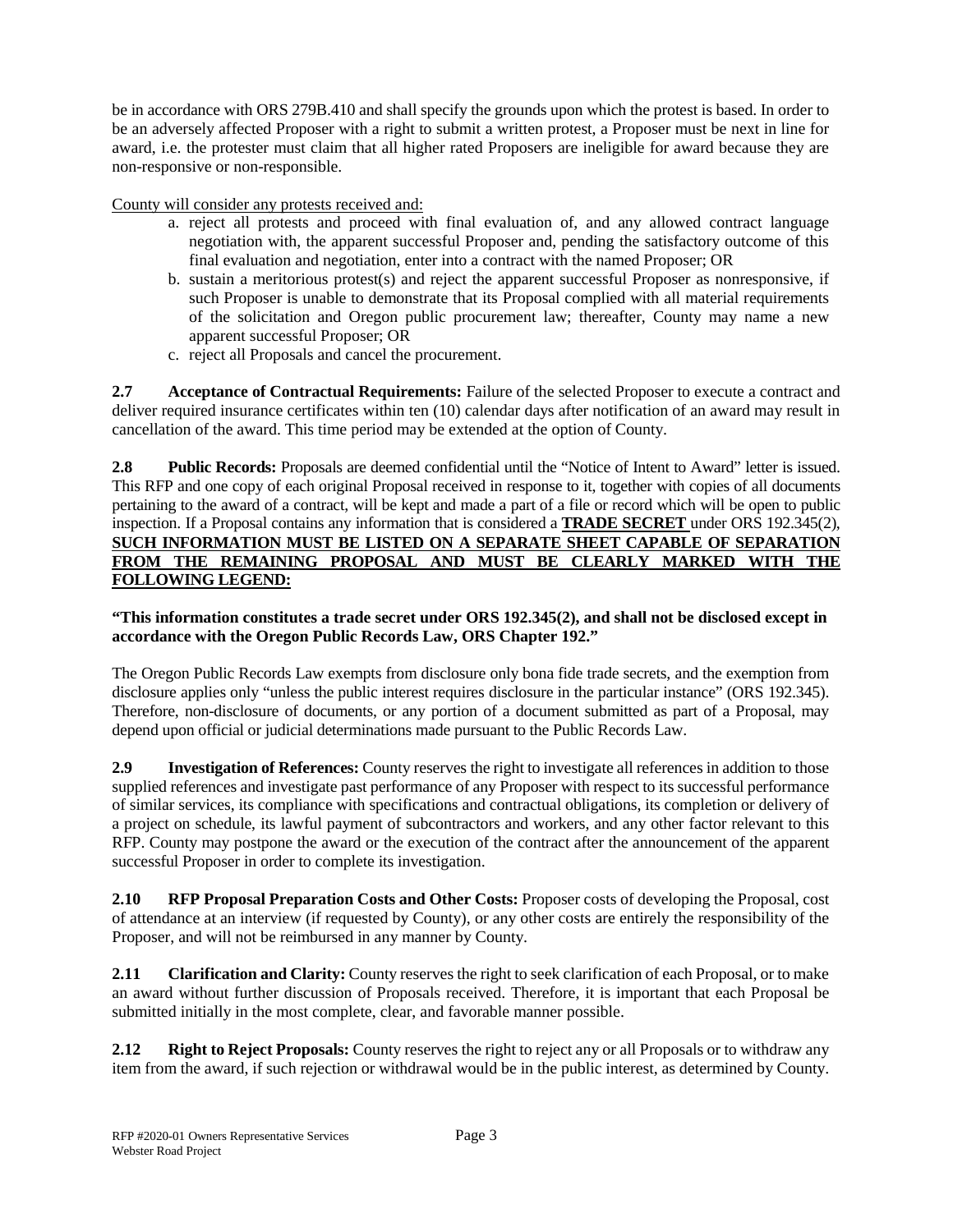be in accordance with ORS 279B.410 and shall specify the grounds upon which the protest is based. In order to be an adversely affected Proposer with a right to submit a written protest, a Proposer must be next in line for award, i.e. the protester must claim that all higher rated Proposers are ineligible for award because they are non-responsive or non-responsible.

County will consider any protests received and:

a. reject all protests and proceed with final evaluation of, and any allowed contract language negotiation with, the apparent successful Proposer and, pending the satisfactory outcome of this final evaluation and negotiation, enter into a contract with the named Proposer; OR
b. sustain a meritorious protest(s) and reject the apparent successful Proposer as nonresponsive, if such Proposer is unable to demonstrate that its Proposal complied with all material requirements of the solicitation and Oregon public procurement law; thereafter, County may name a new apparent successful Proposer; OR
c. reject all Proposals and cancel the procurement.

**2.7 Acceptance of Contractual Requirements:** Failure of the selected Proposer to execute a contract and deliver required insurance certificates within ten (10) calendar days after notification of an award may result in cancellation of the award. This time period may be extended at the option of County.

**2.8 Public Records:** Proposals are deemed confidential until the "Notice of Intent to Award" letter is issued. This RFP and one copy of each original Proposal received in response to it, together with copies of all documents pertaining to the award of a contract, will be kept and made a part of a file or record which will be open to public inspection. If a Proposal contains any information that is considered a **TRADE SECRET** under ORS 192.345(2), **SUCH INFORMATION MUST BE LISTED ON A SEPARATE SHEET CAPABLE OF SEPARATION FROM THE REMAINING PROPOSAL AND MUST BE CLEARLY MARKED WITH THE FOLLOWING LEGEND:**

**"This information constitutes a trade secret under ORS 192.345(2), and shall not be disclosed except in accordance with the Oregon Public Records Law, ORS Chapter 192."**

The Oregon Public Records Law exempts from disclosure only bona fide trade secrets, and the exemption from disclosure applies only "unless the public interest requires disclosure in the particular instance" (ORS 192.345). Therefore, non-disclosure of documents, or any portion of a document submitted as part of a Proposal, may depend upon official or judicial determinations made pursuant to the Public Records Law.

**2.9 Investigation of References:** County reserves the right to investigate all references in addition to those supplied references and investigate past performance of any Proposer with respect to its successful performance of similar services, its compliance with specifications and contractual obligations, its completion or delivery of a project on schedule, its lawful payment of subcontractors and workers, and any other factor relevant to this RFP. County may postpone the award or the execution of the contract after the announcement of the apparent successful Proposer in order to complete its investigation.

**2.10 RFP Proposal Preparation Costs and Other Costs:** Proposer costs of developing the Proposal, cost of attendance at an interview (if requested by County), or any other costs are entirely the responsibility of the Proposer, and will not be reimbursed in any manner by County.

**2.11 Clarification and Clarity:** County reserves the right to seek clarification of each Proposal, or to make an award without further discussion of Proposals received. Therefore, it is important that each Proposal be submitted initially in the most complete, clear, and favorable manner possible.

**2.12 Right to Reject Proposals:** County reserves the right to reject any or all Proposals or to withdraw any item from the award, if such rejection or withdrawal would be in the public interest, as determined by County.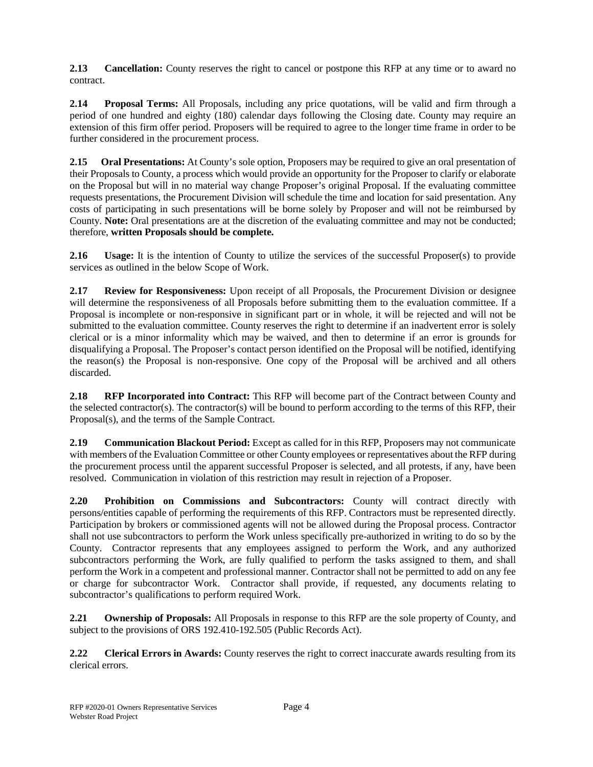**2.13 Cancellation:** County reserves the right to cancel or postpone this RFP at any time or to award no contract.

**2.14 Proposal Terms:** All Proposals, including any price quotations, will be valid and firm through a period of one hundred and eighty (180) calendar days following the Closing date. County may require an extension of this firm offer period. Proposers will be required to agree to the longer time frame in order to be further considered in the procurement process.

**2.15 Oral Presentations:** At County's sole option, Proposers may be required to give an oral presentation of their Proposals to County, a process which would provide an opportunity for the Proposer to clarify or elaborate on the Proposal but will in no material way change Proposer's original Proposal. If the evaluating committee requests presentations, the Procurement Division will schedule the time and location for said presentation. Any costs of participating in such presentations will be borne solely by Proposer and will not be reimbursed by County. **Note:** Oral presentations are at the discretion of the evaluating committee and may not be conducted; therefore, **written Proposals should be complete.**

**2.16 Usage:** It is the intention of County to utilize the services of the successful Proposer(s) to provide services as outlined in the below Scope of Work.

**2.17 Review for Responsiveness:** Upon receipt of all Proposals, the Procurement Division or designee will determine the responsiveness of all Proposals before submitting them to the evaluation committee. If a Proposal is incomplete or non-responsive in significant part or in whole, it will be rejected and will not be submitted to the evaluation committee. County reserves the right to determine if an inadvertent error is solely clerical or is a minor informality which may be waived, and then to determine if an error is grounds for disqualifying a Proposal. The Proposer's contact person identified on the Proposal will be notified, identifying the reason(s) the Proposal is non-responsive. One copy of the Proposal will be archived and all others discarded.

**2.18 RFP Incorporated into Contract:** This RFP will become part of the Contract between County and the selected contractor(s). The contractor(s) will be bound to perform according to the terms of this RFP, their Proposal(s), and the terms of the Sample Contract.

**2.19 Communication Blackout Period:** Except as called for in this RFP, Proposers may not communicate with members of the Evaluation Committee or other County employees or representatives about the RFP during the procurement process until the apparent successful Proposer is selected, and all protests, if any, have been resolved. Communication in violation of this restriction may result in rejection of a Proposer.

**2.20 Prohibition on Commissions and Subcontractors:** County will contract directly with persons/entities capable of performing the requirements of this RFP. Contractors must be represented directly. Participation by brokers or commissioned agents will not be allowed during the Proposal process. Contractor shall not use subcontractors to perform the Work unless specifically pre-authorized in writing to do so by the County. Contractor represents that any employees assigned to perform the Work, and any authorized subcontractors performing the Work, are fully qualified to perform the tasks assigned to them, and shall perform the Work in a competent and professional manner. Contractor shall not be permitted to add on any fee or charge for subcontractor Work. Contractor shall provide, if requested, any documents relating to subcontractor's qualifications to perform required Work.

**2.21 Ownership of Proposals:** All Proposals in response to this RFP are the sole property of County, and subject to the provisions of ORS 192.410-192.505 (Public Records Act).

**2.22 Clerical Errors in Awards:** County reserves the right to correct inaccurate awards resulting from its clerical errors.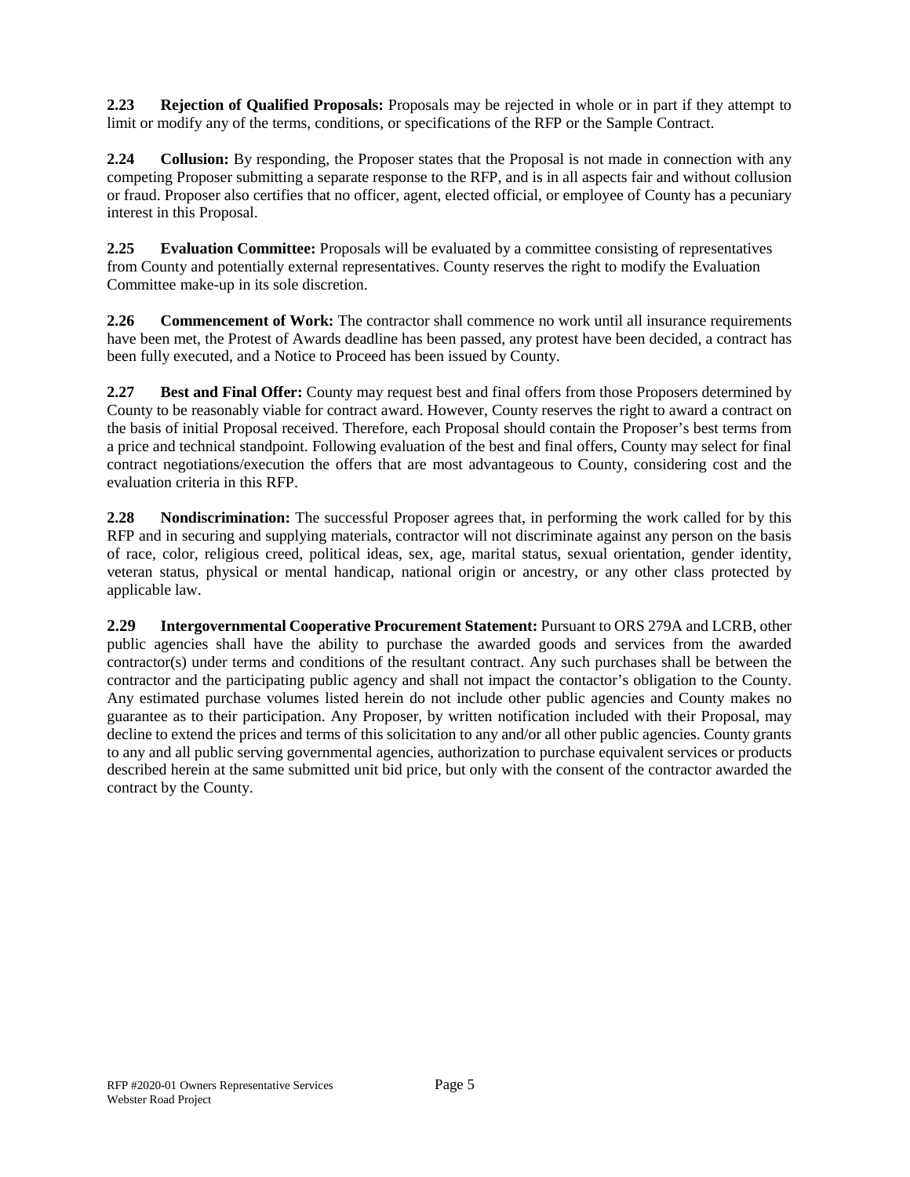**2.23 Rejection of Qualified Proposals:** Proposals may be rejected in whole or in part if they attempt to limit or modify any of the terms, conditions, or specifications of the RFP or the Sample Contract.

**2.24 Collusion:** By responding, the Proposer states that the Proposal is not made in connection with any competing Proposer submitting a separate response to the RFP, and is in all aspects fair and without collusion or fraud. Proposer also certifies that no officer, agent, elected official, or employee of County has a pecuniary interest in this Proposal.

**2.25 Evaluation Committee:** Proposals will be evaluated by a committee consisting of representatives from County and potentially external representatives. County reserves the right to modify the Evaluation Committee make-up in its sole discretion.

**2.26 Commencement of Work:** The contractor shall commence no work until all insurance requirements have been met, the Protest of Awards deadline has been passed, any protest have been decided, a contract has been fully executed, and a Notice to Proceed has been issued by County.

**2.27 Best and Final Offer:** County may request best and final offers from those Proposers determined by County to be reasonably viable for contract award. However, County reserves the right to award a contract on the basis of initial Proposal received. Therefore, each Proposal should contain the Proposer's best terms from a price and technical standpoint. Following evaluation of the best and final offers, County may select for final contract negotiations/execution the offers that are most advantageous to County, considering cost and the evaluation criteria in this RFP.

**2.28 Nondiscrimination:** The successful Proposer agrees that, in performing the work called for by this RFP and in securing and supplying materials, contractor will not discriminate against any person on the basis of race, color, religious creed, political ideas, sex, age, marital status, sexual orientation, gender identity, veteran status, physical or mental handicap, national origin or ancestry, or any other class protected by applicable law.

**2.29 Intergovernmental Cooperative Procurement Statement:** Pursuant to ORS 279A and LCRB, other public agencies shall have the ability to purchase the awarded goods and services from the awarded contractor(s) under terms and conditions of the resultant contract. Any such purchases shall be between the contractor and the participating public agency and shall not impact the contactor's obligation to the County. Any estimated purchase volumes listed herein do not include other public agencies and County makes no guarantee as to their participation. Any Proposer, by written notification included with their Proposal, may decline to extend the prices and terms of this solicitation to any and/or all other public agencies. County grants to any and all public serving governmental agencies, authorization to purchase equivalent services or products described herein at the same submitted unit bid price, but only with the consent of the contractor awarded the contract by the County.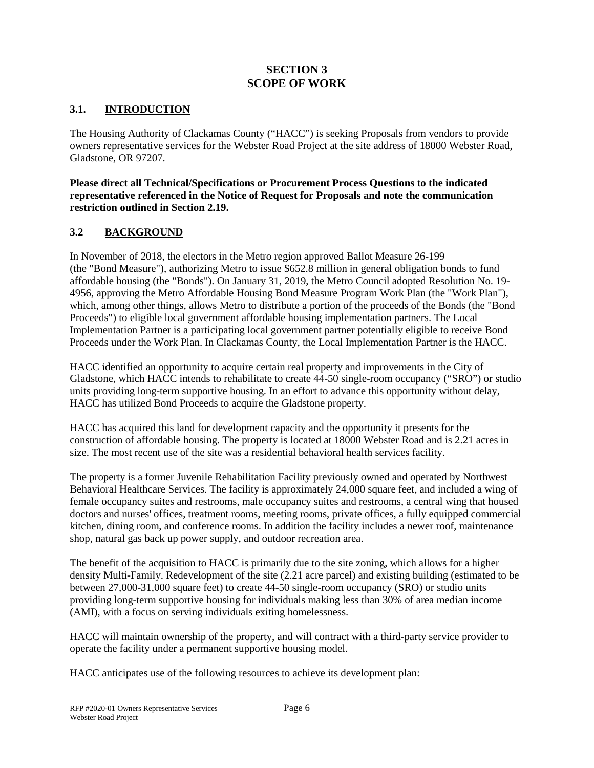# SECTION 3
# SCOPE OF WORK

## 3.1. INTRODUCTION

The Housing Authority of Clackamas County ("HACC") is seeking Proposals from vendors to provide owners representative services for the Webster Road Project at the site address of 18000 Webster Road, Gladstone, OR 97207.

**Please direct all Technical/Specifications or Procurement Process Questions to the indicated representative referenced in the Notice of Request for Proposals and note the communication restriction outlined in Section 2.19.**

## 3.2 BACKGROUND

In November of 2018, the electors in the Metro region approved Ballot Measure 26-199 (the "Bond Measure"), authorizing Metro to issue $652.8 million in general obligation bonds to fund affordable housing (the "Bonds"). On January 31, 2019, the Metro Council adopted Resolution No. 19-4956, approving the Metro Affordable Housing Bond Measure Program Work Plan (the "Work Plan"), which, among other things, allows Metro to distribute a portion of the proceeds of the Bonds (the "Bond Proceeds") to eligible local government affordable housing implementation partners. The Local Implementation Partner is a participating local government partner potentially eligible to receive Bond Proceeds under the Work Plan. In Clackamas County, the Local Implementation Partner is the HACC.

HACC identified an opportunity to acquire certain real property and improvements in the City of Gladstone, which HACC intends to rehabilitate to create 44-50 single-room occupancy ("SRO") or studio units providing long-term supportive housing. In an effort to advance this opportunity without delay, HACC has utilized Bond Proceeds to acquire the Gladstone property.

HACC has acquired this land for development capacity and the opportunity it presents for the construction of affordable housing. The property is located at 18000 Webster Road and is 2.21 acres in size. The most recent use of the site was a residential behavioral health services facility.

The property is a former Juvenile Rehabilitation Facility previously owned and operated by Northwest Behavioral Healthcare Services. The facility is approximately 24,000 square feet, and included a wing of female occupancy suites and restrooms, male occupancy suites and restrooms, a central wing that housed doctors and nurses' offices, treatment rooms, meeting rooms, private offices, a fully equipped commercial kitchen, dining room, and conference rooms. In addition the facility includes a newer roof, maintenance shop, natural gas back up power supply, and outdoor recreation area.

The benefit of the acquisition to HACC is primarily due to the site zoning, which allows for a higher density Multi-Family. Redevelopment of the site (2.21 acre parcel) and existing building (estimated to be between 27,000-31,000 square feet) to create 44-50 single-room occupancy (SRO) or studio units providing long-term supportive housing for individuals making less than 30% of area median income (AMI), with a focus on serving individuals exiting homelessness.

HACC will maintain ownership of the property, and will contract with a third-party service provider to operate the facility under a permanent supportive housing model.

HACC anticipates use of the following resources to achieve its development plan: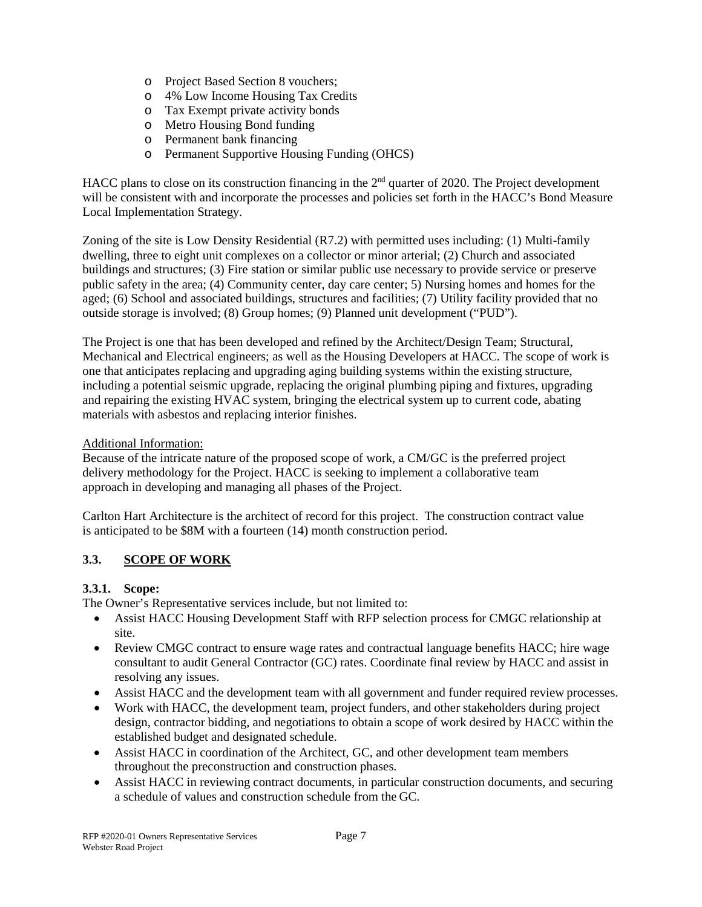- Project Based Section 8 vouchers;
- 4% Low Income Housing Tax Credits
- Tax Exempt private activity bonds
- Metro Housing Bond funding
- Permanent bank financing
- Permanent Supportive Housing Funding (OHCS)

HACC plans to close on its construction financing in the 2nd quarter of 2020. The Project development will be consistent with and incorporate the processes and policies set forth in the HACC's Bond Measure Local Implementation Strategy.

Zoning of the site is Low Density Residential (R7.2) with permitted uses including: (1) Multi-family dwelling, three to eight unit complexes on a collector or minor arterial; (2) Church and associated buildings and structures; (3) Fire station or similar public use necessary to provide service or preserve public safety in the area; (4) Community center, day care center; 5) Nursing homes and homes for the aged; (6) School and associated buildings, structures and facilities; (7) Utility facility provided that no outside storage is involved; (8) Group homes; (9) Planned unit development ("PUD").

The Project is one that has been developed and refined by the Architect/Design Team; Structural, Mechanical and Electrical engineers; as well as the Housing Developers at HACC. The scope of work is one that anticipates replacing and upgrading aging building systems within the existing structure, including a potential seismic upgrade, replacing the original plumbing piping and fixtures, upgrading and repairing the existing HVAC system, bringing the electrical system up to current code, abating materials with asbestos and replacing interior finishes.

Additional Information:
Because of the intricate nature of the proposed scope of work, a CM/GC is the preferred project delivery methodology for the Project. HACC is seeking to implement a collaborative team approach in developing and managing all phases of the Project.

Carlton Hart Architecture is the architect of record for this project. The construction contract value is anticipated to be $8M with a fourteen (14) month construction period.

### 3.3. SCOPE OF WORK

**3.3.1. Scope:**
The Owner's Representative services include, but not limited to:

- Assist HACC Housing Development Staff with RFP selection process for CMGC relationship at site.
- Review CMGC contract to ensure wage rates and contractual language benefits HACC; hire wage consultant to audit General Contractor (GC) rates. Coordinate final review by HACC and assist in resolving any issues.
- Assist HACC and the development team with all government and funder required review processes.
- Work with HACC, the development team, project funders, and other stakeholders during project design, contractor bidding, and negotiations to obtain a scope of work desired by HACC within the established budget and designated schedule.
- Assist HACC in coordination of the Architect, GC, and other development team members throughout the preconstruction and construction phases.
- Assist HACC in reviewing contract documents, in particular construction documents, and securing a schedule of values and construction schedule from the GC.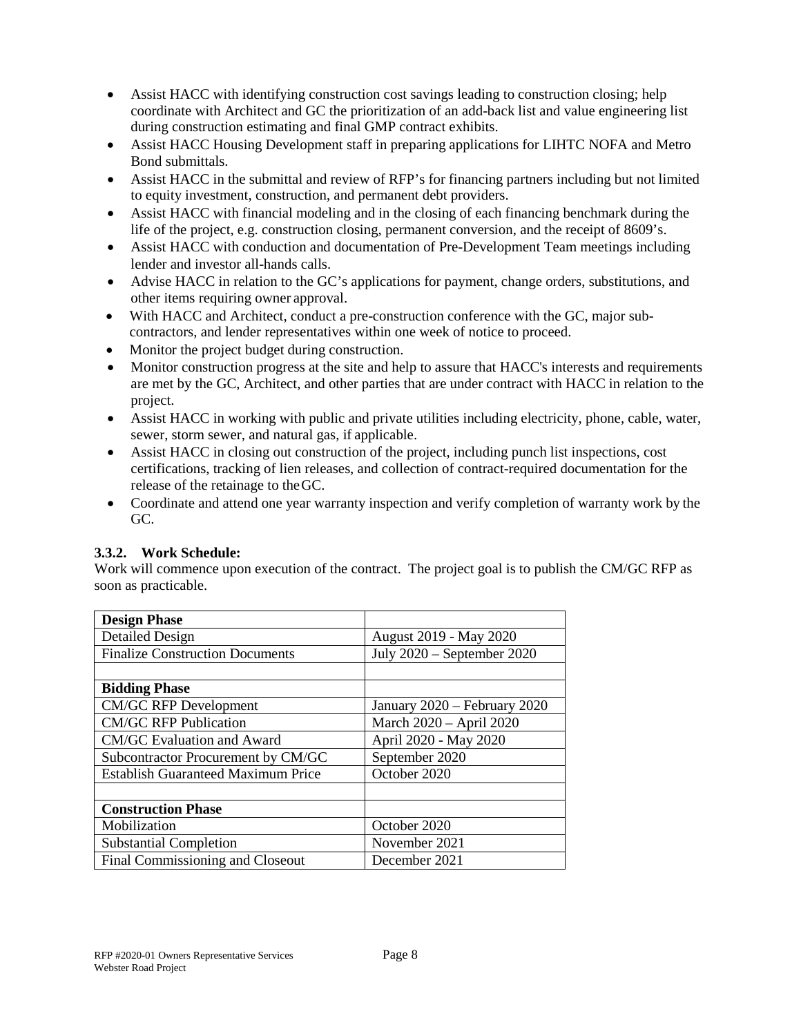- Assist HACC with identifying construction cost savings leading to construction closing; help coordinate with Architect and GC the prioritization of an add-back list and value engineering list during construction estimating and final GMP contract exhibits.
- Assist HACC Housing Development staff in preparing applications for LIHTC NOFA and Metro Bond submittals.
- Assist HACC in the submittal and review of RFP's for financing partners including but not limited to equity investment, construction, and permanent debt providers.
- Assist HACC with financial modeling and in the closing of each financing benchmark during the life of the project, e.g. construction closing, permanent conversion, and the receipt of 8609's.
- Assist HACC with conduction and documentation of Pre-Development Team meetings including lender and investor all-hands calls.
- Advise HACC in relation to the GC's applications for payment, change orders, substitutions, and other items requiring owner approval.
- With HACC and Architect, conduct a pre-construction conference with the GC, major sub-contractors, and lender representatives within one week of notice to proceed.
- Monitor the project budget during construction.
- Monitor construction progress at the site and help to assure that HACC's interests and requirements are met by the GC, Architect, and other parties that are under contract with HACC in relation to the project.
- Assist HACC in working with public and private utilities including electricity, phone, cable, water, sewer, storm sewer, and natural gas, if applicable.
- Assist HACC in closing out construction of the project, including punch list inspections, cost certifications, tracking of lien releases, and collection of contract-required documentation for the release of the retainage to the GC.
- Coordinate and attend one year warranty inspection and verify completion of warranty work by the GC.

### 3.3.2. Work Schedule:

Work will commence upon execution of the contract. The project goal is to publish the CM/GC RFP as soon as practicable.

| **Design Phase** | |
|---|---|
| Detailed Design | August 2019 - May 2020 |
| Finalize Construction Documents | July 2020 – September 2020 |
| | |
| **Bidding Phase** | |
| CM/GC RFP Development | January 2020 – February 2020 |
| CM/GC RFP Publication | March 2020 – April 2020 |
| CM/GC Evaluation and Award | April 2020 - May 2020 |
| Subcontractor Procurement by CM/GC | September 2020 |
| Establish Guaranteed Maximum Price | October 2020 |
| | |
| **Construction Phase** | |
| Mobilization | October 2020 |
| Substantial Completion | November 2021 |
| Final Commissioning and Closeout | December 2021 |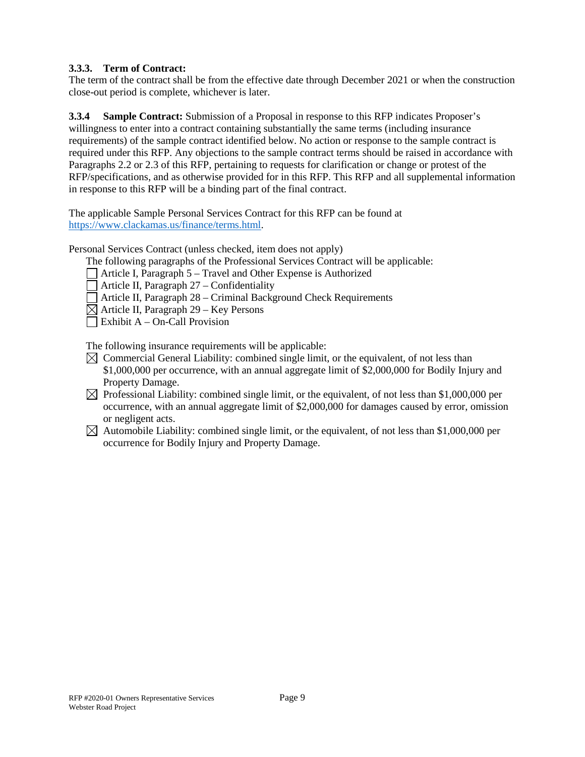**3.3.3. Term of Contract:**
The term of the contract shall be from the effective date through December 2021 or when the construction close-out period is complete, whichever is later.

**3.3.4 Sample Contract:** Submission of a Proposal in response to this RFP indicates Proposer's willingness to enter into a contract containing substantially the same terms (including insurance requirements) of the sample contract identified below. No action or response to the sample contract is required under this RFP. Any objections to the sample contract terms should be raised in accordance with Paragraphs 2.2 or 2.3 of this RFP, pertaining to requests for clarification or change or protest of the RFP/specifications, and as otherwise provided for in this RFP. This RFP and all supplemental information in response to this RFP will be a binding part of the final contract.

The applicable Sample Personal Services Contract for this RFP can be found at [https://www.clackamas.us/finance/terms.html](https://www.clackamas.us/finance/terms.html).

Personal Services Contract (unless checked, item does not apply)

The following paragraphs of the Professional Services Contract will be applicable:

- ☐ Article I, Paragraph 5 – Travel and Other Expense is Authorized
- ☐ Article II, Paragraph 27 – Confidentiality
- ☐ Article II, Paragraph 28 – Criminal Background Check Requirements
- ☒ Article II, Paragraph 29 – Key Persons
- ☐ Exhibit A – On-Call Provision

The following insurance requirements will be applicable:

- ☒ Commercial General Liability: combined single limit, or the equivalent, of not less than $1,000,000 per occurrence, with an annual aggregate limit of $2,000,000 for Bodily Injury and Property Damage.
- ☒ Professional Liability: combined single limit, or the equivalent, of not less than $1,000,000 per occurrence, with an annual aggregate limit of $2,000,000 for damages caused by error, omission or negligent acts.
- ☒ Automobile Liability: combined single limit, or the equivalent, of not less than $1,000,000 per occurrence for Bodily Injury and Property Damage.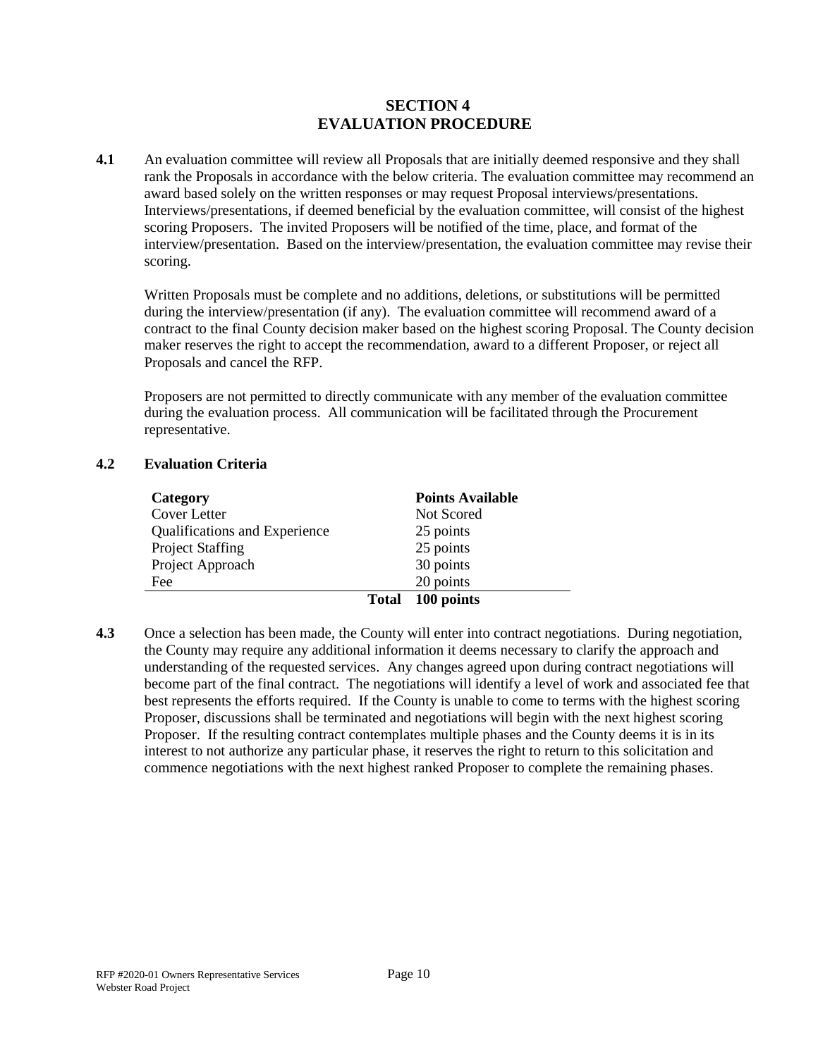## SECTION 4
## EVALUATION PROCEDURE

**4.1** An evaluation committee will review all Proposals that are initially deemed responsive and they shall rank the Proposals in accordance with the below criteria. The evaluation committee may recommend an award based solely on the written responses or may request Proposal interviews/presentations. Interviews/presentations, if deemed beneficial by the evaluation committee, will consist of the highest scoring Proposers. The invited Proposers will be notified of the time, place, and format of the interview/presentation. Based on the interview/presentation, the evaluation committee may revise their scoring.

Written Proposals must be complete and no additions, deletions, or substitutions will be permitted during the interview/presentation (if any). The evaluation committee will recommend award of a contract to the final County decision maker based on the highest scoring Proposal. The County decision maker reserves the right to accept the recommendation, award to a different Proposer, or reject all Proposals and cancel the RFP.

Proposers are not permitted to directly communicate with any member of the evaluation committee during the evaluation process. All communication will be facilitated through the Procurement representative.

**4.2 Evaluation Criteria**

| Category | Points Available |
|---|---|
| Cover Letter | Not Scored |
| Qualifications and Experience | 25 points |
| Project Staffing | 25 points |
| Project Approach | 30 points |
| Fee | 20 points |
| **Total** | **100 points** |

**4.3** Once a selection has been made, the County will enter into contract negotiations. During negotiation, the County may require any additional information it deems necessary to clarify the approach and understanding of the requested services. Any changes agreed upon during contract negotiations will become part of the final contract. The negotiations will identify a level of work and associated fee that best represents the efforts required. If the County is unable to come to terms with the highest scoring Proposer, discussions shall be terminated and negotiations will begin with the next highest scoring Proposer. If the resulting contract contemplates multiple phases and the County deems it is in its interest to not authorize any particular phase, it reserves the right to return to this solicitation and commence negotiations with the next highest ranked Proposer to complete the remaining phases.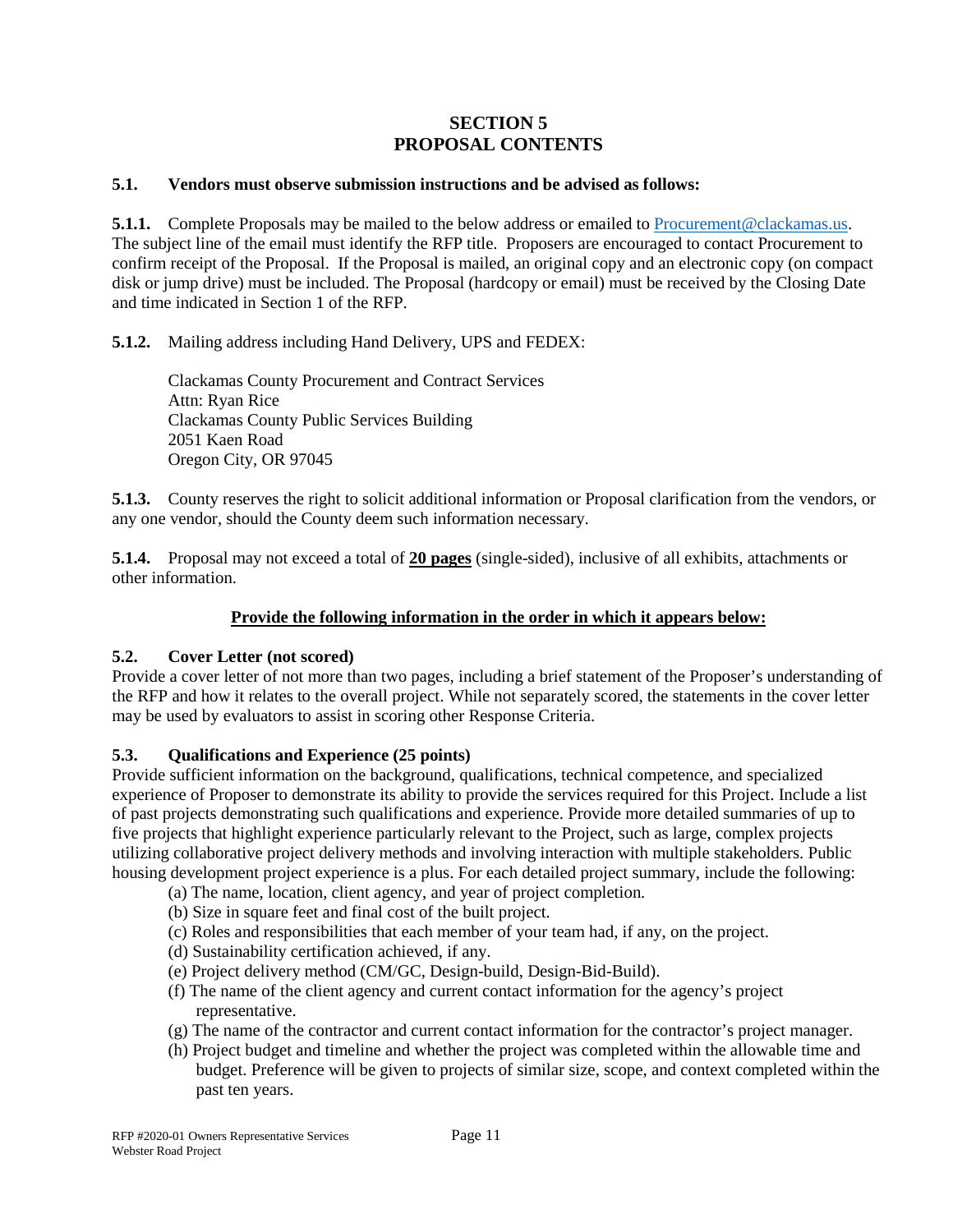## SECTION 5
## PROPOSAL CONTENTS

### 5.1. Vendors must observe submission instructions and be advised as follows:

**5.1.1.** Complete Proposals may be mailed to the below address or emailed to Procurement@clackamas.us. The subject line of the email must identify the RFP title. Proposers are encouraged to contact Procurement to confirm receipt of the Proposal. If the Proposal is mailed, an original copy and an electronic copy (on compact disk or jump drive) must be included. The Proposal (hardcopy or email) must be received by the Closing Date and time indicated in Section 1 of the RFP.

**5.1.2.** Mailing address including Hand Delivery, UPS and FEDEX:

Clackamas County Procurement and Contract Services
Attn: Ryan Rice
Clackamas County Public Services Building
2051 Kaen Road
Oregon City, OR 97045

**5.1.3.** County reserves the right to solicit additional information or Proposal clarification from the vendors, or any one vendor, should the County deem such information necessary.

**5.1.4.** Proposal may not exceed a total of **20 pages** (single-sided), inclusive of all exhibits, attachments or other information.

**Provide the following information in the order in which it appears below:**

### 5.2. Cover Letter (not scored)

Provide a cover letter of not more than two pages, including a brief statement of the Proposer's understanding of the RFP and how it relates to the overall project. While not separately scored, the statements in the cover letter may be used by evaluators to assist in scoring other Response Criteria.

### 5.3. Qualifications and Experience (25 points)

Provide sufficient information on the background, qualifications, technical competence, and specialized experience of Proposer to demonstrate its ability to provide the services required for this Project. Include a list of past projects demonstrating such qualifications and experience. Provide more detailed summaries of up to five projects that highlight experience particularly relevant to the Project, such as large, complex projects utilizing collaborative project delivery methods and involving interaction with multiple stakeholders. Public housing development project experience is a plus. For each detailed project summary, include the following:

(a) The name, location, client agency, and year of project completion.
(b) Size in square feet and final cost of the built project.
(c) Roles and responsibilities that each member of your team had, if any, on the project.
(d) Sustainability certification achieved, if any.
(e) Project delivery method (CM/GC, Design-build, Design-Bid-Build).
(f) The name of the client agency and current contact information for the agency's project representative.
(g) The name of the contractor and current contact information for the contractor's project manager.
(h) Project budget and timeline and whether the project was completed within the allowable time and budget. Preference will be given to projects of similar size, scope, and context completed within the past ten years.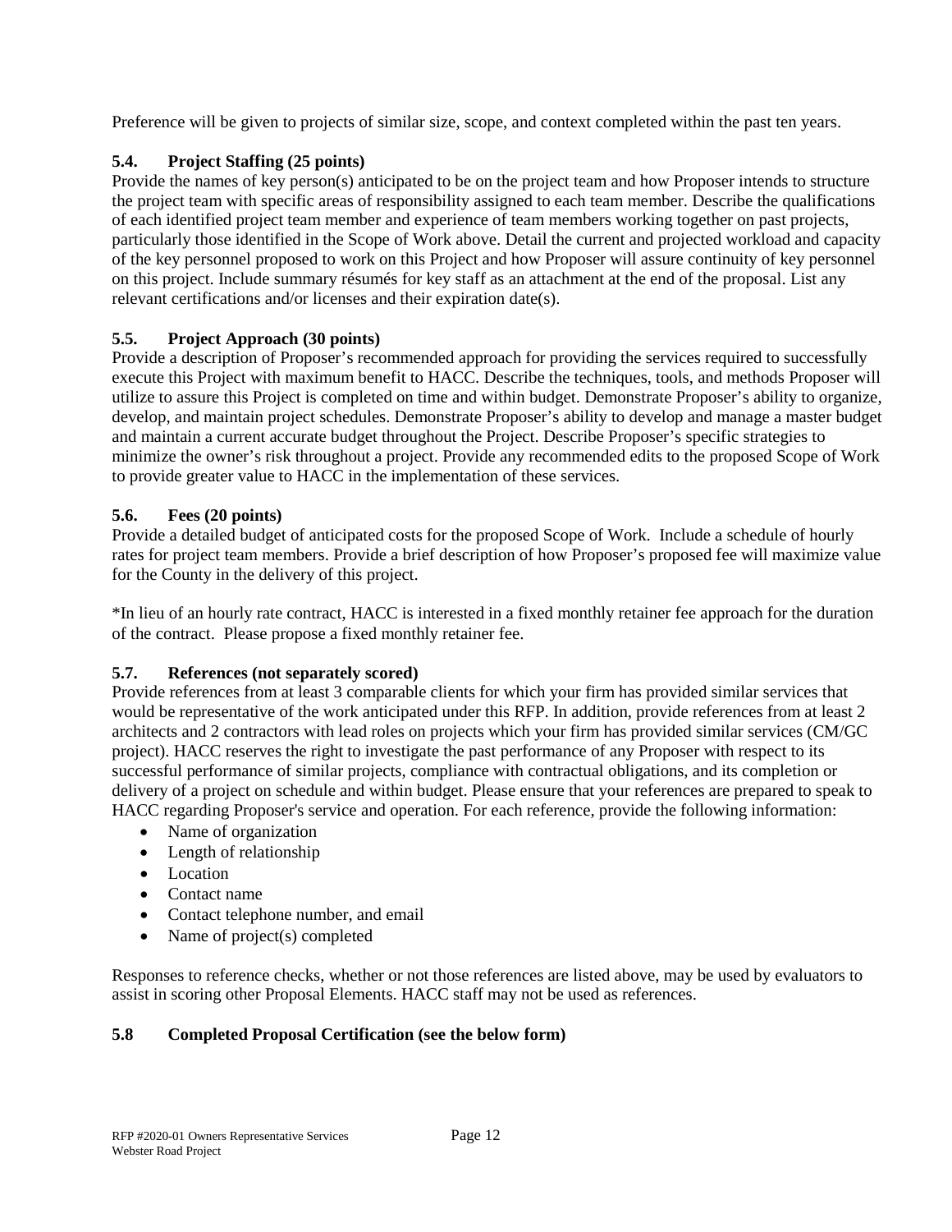Preference will be given to projects of similar size, scope, and context completed within the past ten years.

### 5.4. Project Staffing (25 points)

Provide the names of key person(s) anticipated to be on the project team and how Proposer intends to structure the project team with specific areas of responsibility assigned to each team member. Describe the qualifications of each identified project team member and experience of team members working together on past projects, particularly those identified in the Scope of Work above. Detail the current and projected workload and capacity of the key personnel proposed to work on this Project and how Proposer will assure continuity of key personnel on this project. Include summary résumés for key staff as an attachment at the end of the proposal. List any relevant certifications and/or licenses and their expiration date(s).

### 5.5. Project Approach (30 points)

Provide a description of Proposer's recommended approach for providing the services required to successfully execute this Project with maximum benefit to HACC. Describe the techniques, tools, and methods Proposer will utilize to assure this Project is completed on time and within budget. Demonstrate Proposer's ability to organize, develop, and maintain project schedules. Demonstrate Proposer's ability to develop and manage a master budget and maintain a current accurate budget throughout the Project. Describe Proposer's specific strategies to minimize the owner's risk throughout a project. Provide any recommended edits to the proposed Scope of Work to provide greater value to HACC in the implementation of these services.

### 5.6. Fees (20 points)

Provide a detailed budget of anticipated costs for the proposed Scope of Work. Include a schedule of hourly rates for project team members. Provide a brief description of how Proposer's proposed fee will maximize value for the County in the delivery of this project.

*In lieu of an hourly rate contract, HACC is interested in a fixed monthly retainer fee approach for the duration of the contract. Please propose a fixed monthly retainer fee.

### 5.7. References (not separately scored)

Provide references from at least 3 comparable clients for which your firm has provided similar services that would be representative of the work anticipated under this RFP. In addition, provide references from at least 2 architects and 2 contractors with lead roles on projects which your firm has provided similar services (CM/GC project). HACC reserves the right to investigate the past performance of any Proposer with respect to its successful performance of similar projects, compliance with contractual obligations, and its completion or delivery of a project on schedule and within budget. Please ensure that your references are prepared to speak to HACC regarding Proposer's service and operation. For each reference, provide the following information:

- Name of organization
- Length of relationship
- Location
- Contact name
- Contact telephone number, and email
- Name of project(s) completed

Responses to reference checks, whether or not those references are listed above, may be used by evaluators to assist in scoring other Proposal Elements. HACC staff may not be used as references.

### 5.8 Completed Proposal Certification (see the below form)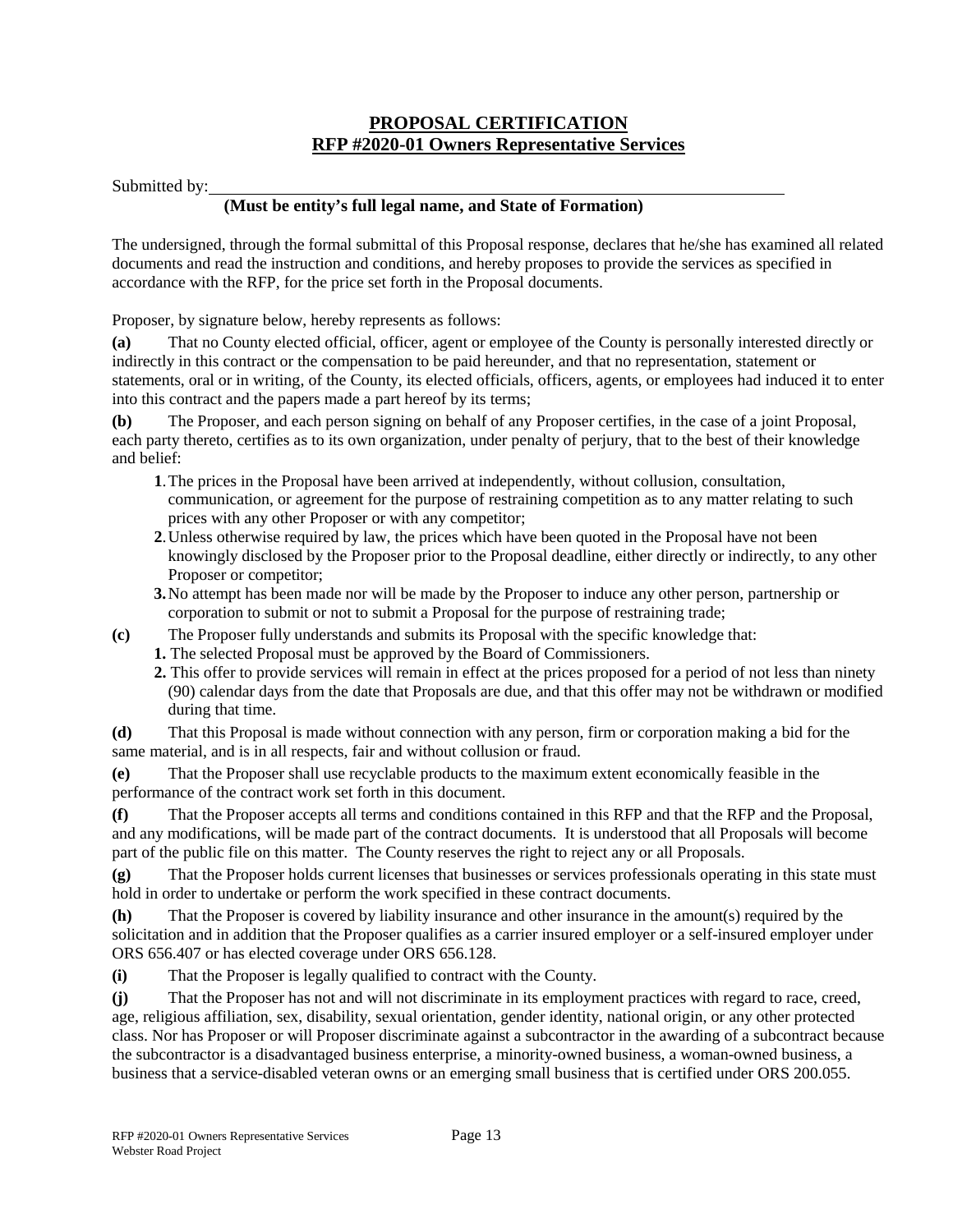# PROPOSAL CERTIFICATION
## RFP #2020-01 Owners Representative Services

Submitted by: ____________________________________________

**(Must be entity's full legal name, and State of Formation)**

The undersigned, through the formal submittal of this Proposal response, declares that he/she has examined all related documents and read the instruction and conditions, and hereby proposes to provide the services as specified in accordance with the RFP, for the price set forth in the Proposal documents.

Proposer, by signature below, hereby represents as follows:

**(a)** That no County elected official, officer, agent or employee of the County is personally interested directly or indirectly in this contract or the compensation to be paid hereunder, and that no representation, statement or statements, oral or in writing, of the County, its elected officials, officers, agents, or employees had induced it to enter into this contract and the papers made a part hereof by its terms;

**(b)** The Proposer, and each person signing on behalf of any Proposer certifies, in the case of a joint Proposal, each party thereto, certifies as to its own organization, under penalty of perjury, that to the best of their knowledge and belief:

1. The prices in the Proposal have been arrived at independently, without collusion, consultation, communication, or agreement for the purpose of restraining competition as to any matter relating to such prices with any other Proposer or with any competitor;
2. Unless otherwise required by law, the prices which have been quoted in the Proposal have not been knowingly disclosed by the Proposer prior to the Proposal deadline, either directly or indirectly, to any other Proposer or competitor;
3. No attempt has been made nor will be made by the Proposer to induce any other person, partnership or corporation to submit or not to submit a Proposal for the purpose of restraining trade;

**(c)** The Proposer fully understands and submits its Proposal with the specific knowledge that:

1. The selected Proposal must be approved by the Board of Commissioners.
2. This offer to provide services will remain in effect at the prices proposed for a period of not less than ninety (90) calendar days from the date that Proposals are due, and that this offer may not be withdrawn or modified during that time.

**(d)** That this Proposal is made without connection with any person, firm or corporation making a bid for the same material, and is in all respects, fair and without collusion or fraud.

**(e)** That the Proposer shall use recyclable products to the maximum extent economically feasible in the performance of the contract work set forth in this document.

**(f)** That the Proposer accepts all terms and conditions contained in this RFP and that the RFP and the Proposal, and any modifications, will be made part of the contract documents. It is understood that all Proposals will become part of the public file on this matter. The County reserves the right to reject any or all Proposals.

**(g)** That the Proposer holds current licenses that businesses or services professionals operating in this state must hold in order to undertake or perform the work specified in these contract documents.

**(h)** That the Proposer is covered by liability insurance and other insurance in the amount(s) required by the solicitation and in addition that the Proposer qualifies as a carrier insured employer or a self-insured employer under ORS 656.407 or has elected coverage under ORS 656.128.

**(i)** That the Proposer is legally qualified to contract with the County.

**(j)** That the Proposer has not and will not discriminate in its employment practices with regard to race, creed, age, religious affiliation, sex, disability, sexual orientation, gender identity, national origin, or any other protected class. Nor has Proposer or will Proposer discriminate against a subcontractor in the awarding of a subcontract because the subcontractor is a disadvantaged business enterprise, a minority-owned business, a woman-owned business, a business that a service-disabled veteran owns or an emerging small business that is certified under ORS 200.055.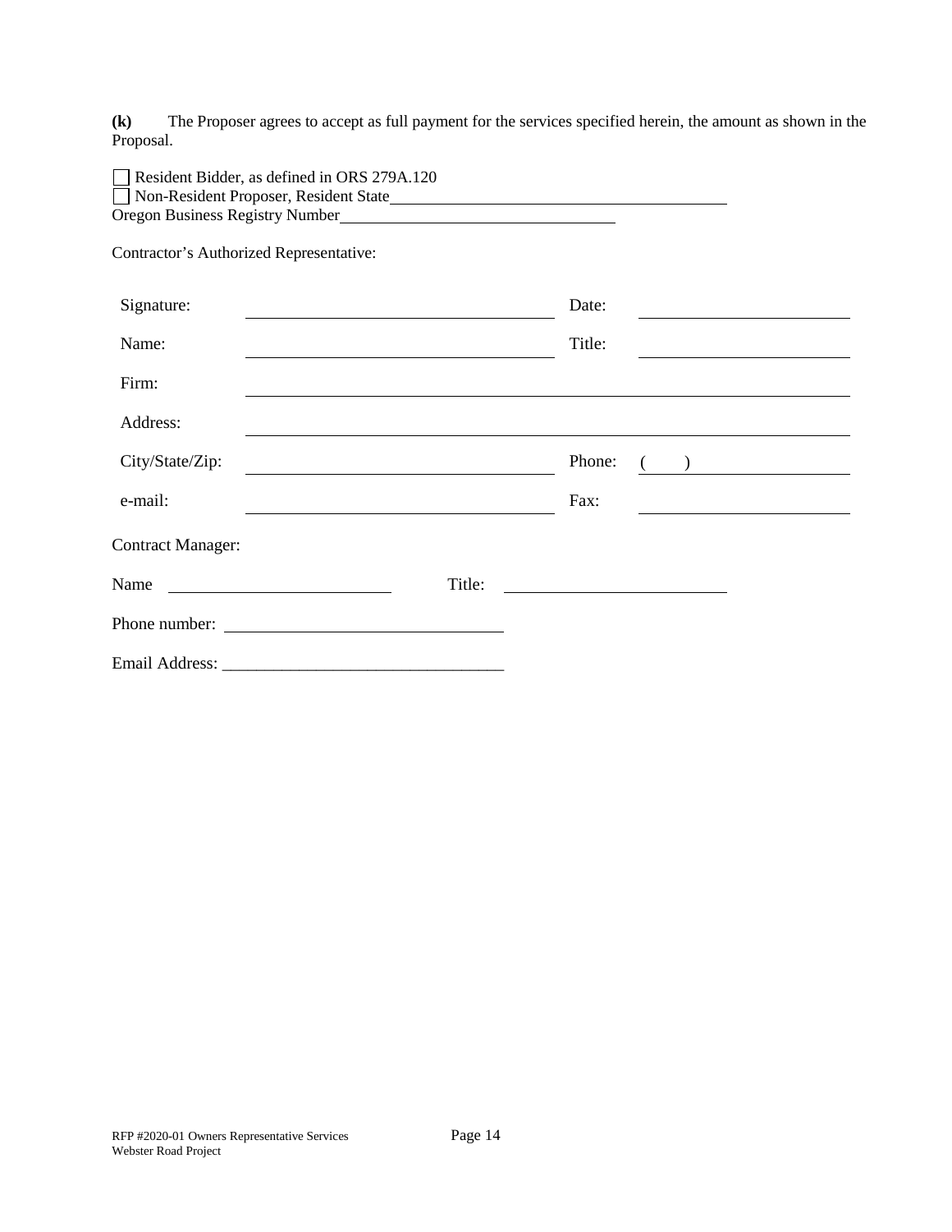**(k)** The Proposer agrees to accept as full payment for the services specified herein, the amount as shown in the Proposal.

☐ Resident Bidder, as defined in ORS 279A.120
☐ Non-Resident Proposer, Resident State\_\_\_\_\_\_\_\_\_\_\_\_\_\_\_\_\_\_\_\_\_\_\_\_\_\_\_\_\_\_\_\_\_\_\_\_
Oregon Business Registry Number\_\_\_\_\_\_\_\_\_\_\_\_\_\_\_\_\_\_\_\_\_\_\_\_\_\_\_\_\_\_

Contractor's Authorized Representative:

| | | | |
|---|---|---|---|
| Signature: | \_\_\_\_\_\_\_\_\_\_\_\_\_\_\_\_\_\_\_\_ | Date: | \_\_\_\_\_\_\_\_\_\_\_\_\_\_\_\_ |
| Name: | \_\_\_\_\_\_\_\_\_\_\_\_\_\_\_\_\_\_\_\_ | Title: | \_\_\_\_\_\_\_\_\_\_\_\_\_\_\_\_ |
| Firm: | \_\_\_\_\_\_\_\_\_\_\_\_\_\_\_\_\_\_\_\_ | | |
| Address: | \_\_\_\_\_\_\_\_\_\_\_\_\_\_\_\_\_\_\_\_ | | |
| City/State/Zip: | \_\_\_\_\_\_\_\_\_\_\_\_\_\_\_\_\_\_\_\_ | Phone: | ( ) \_\_\_\_\_\_\_\_\_\_\_\_ |
| e-mail: | \_\_\_\_\_\_\_\_\_\_\_\_\_\_\_\_\_\_\_\_ | Fax: | \_\_\_\_\_\_\_\_\_\_\_\_\_\_\_\_ |

Contract Manager:

Name \_\_\_\_\_\_\_\_\_\_\_\_\_\_\_\_\_\_\_\_ Title: \_\_\_\_\_\_\_\_\_\_\_\_\_\_\_\_\_\_\_\_

Phone number: \_\_\_\_\_\_\_\_\_\_\_\_\_\_\_\_\_\_\_\_\_\_\_\_\_\_

Email Address: \_\_\_\_\_\_\_\_\_\_\_\_\_\_\_\_\_\_\_\_\_\_\_\_\_\_